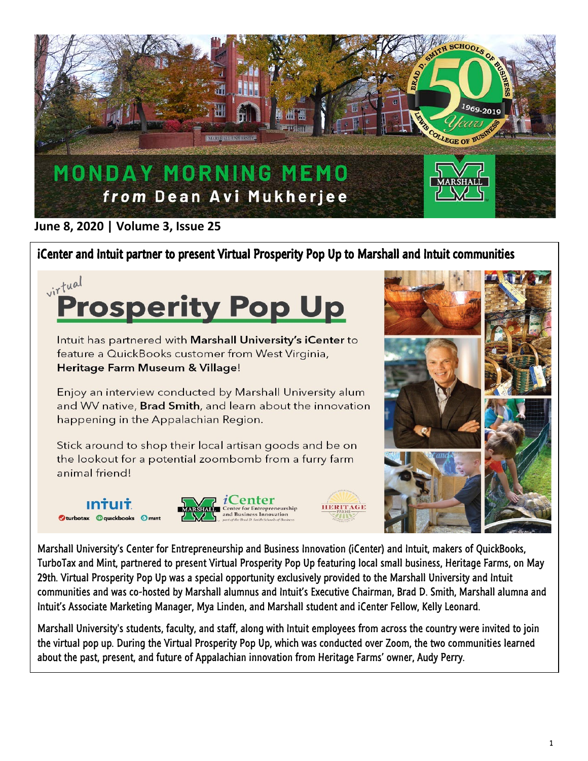# MONDAY MORNING MEMO
## from Dean Avi Mukherjee

**June 8, 2020 | Volume 3, Issue 25**

## iCenter and Intuit partner to present Virtual Prosperity Pop Up to Marshall and Intuit communities

### virtual Prosperity Pop Up

Intuit has partnered with **Marshall University's iCenter** to feature a QuickBooks customer from West Virginia, **Heritage Farm Museum & Village**!

Enjoy an interview conducted by Marshall University alum and WV native, **Brad Smith**, and learn about the innovation happening in the Appalachian Region.

Stick around to shop their local artisan goods and be on the lookout for a potential zoombomb from a furry farm animal friend!

Marshall University's Center for Entrepreneurship and Business Innovation (iCenter) and Intuit, makers of QuickBooks, TurboTax and Mint, partnered to present Virtual Prosperity Pop Up featuring local small business, Heritage Farms, on May 29th. Virtual Prosperity Pop Up was a special opportunity exclusively provided to the Marshall University and Intuit communities and was co-hosted by Marshall alumnus and Intuit's Executive Chairman, Brad D. Smith, Marshall alumna and Intuit's Associate Marketing Manager, Mya Linden, and Marshall student and iCenter Fellow, Kelly Leonard.

Marshall University's students, faculty, and staff, along with Intuit employees from across the country were invited to join the virtual pop up. During the Virtual Prosperity Pop Up, which was conducted over Zoom, the two communities learned about the past, present, and future of Appalachian innovation from Heritage Farms' owner, Audy Perry.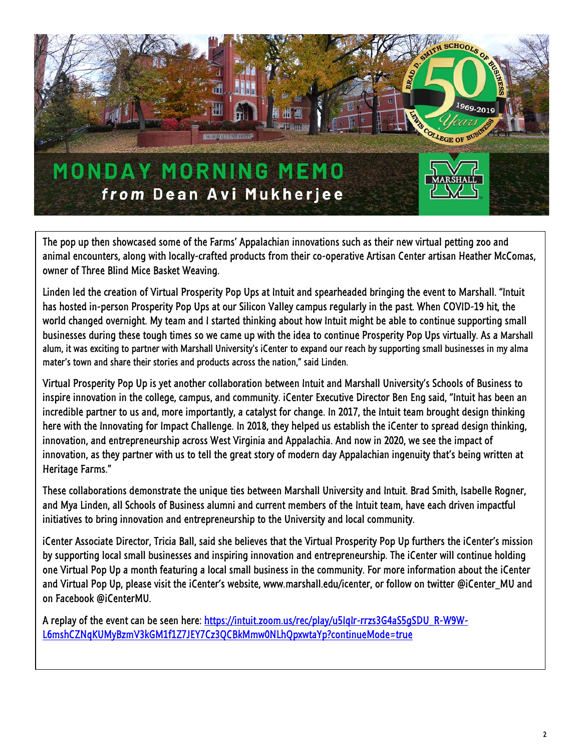# MONDAY MORNING MEMO

***from* Dean Avi Mukherjee**

The pop up then showcased some of the Farms' Appalachian innovations such as their new virtual petting zoo and animal encounters, along with locally-crafted products from their co-operative Artisan Center artisan Heather McComas, owner of Three Blind Mice Basket Weaving.

Linden led the creation of Virtual Prosperity Pop Ups at Intuit and spearheaded bringing the event to Marshall. "Intuit has hosted in-person Prosperity Pop Ups at our Silicon Valley campus regularly in the past. When COVID-19 hit, the world changed overnight. My team and I started thinking about how Intuit might be able to continue supporting small businesses during these tough times so we came up with the idea to continue Prosperity Pop Ups virtually. As a Marshall alum, it was exciting to partner with Marshall University's iCenter to expand our reach by supporting small businesses in my alma mater's town and share their stories and products across the nation," said Linden.

Virtual Prosperity Pop Up is yet another collaboration between Intuit and Marshall University's Schools of Business to inspire innovation in the college, campus, and community. iCenter Executive Director Ben Eng said, "Intuit has been an incredible partner to us and, more importantly, a catalyst for change. In 2017, the Intuit team brought design thinking here with the Innovating for Impact Challenge. In 2018, they helped us establish the iCenter to spread design thinking, innovation, and entrepreneurship across West Virginia and Appalachia. And now in 2020, we see the impact of innovation, as they partner with us to tell the great story of modern day Appalachian ingenuity that's being written at Heritage Farms."

These collaborations demonstrate the unique ties between Marshall University and Intuit. Brad Smith, Isabelle Rogner, and Mya Linden, all Schools of Business alumni and current members of the Intuit team, have each driven impactful initiatives to bring innovation and entrepreneurship to the University and local community.

iCenter Associate Director, Tricia Ball, said she believes that the Virtual Prosperity Pop Up furthers the iCenter's mission by supporting local small businesses and inspiring innovation and entrepreneurship. The iCenter will continue holding one Virtual Pop Up a month featuring a local small business in the community. For more information about the iCenter and Virtual Pop Up, please visit the iCenter's website, www.marshall.edu/icenter, or follow on twitter @iCenter_MU and on Facebook @iCenterMU.

A replay of the event can be seen here: https://intuit.zoom.us/rec/play/u5IqIr-rrzs3G4aS5gSDU_R-W9W-L6mshCZNqKUMyBzmV3kGM1f1Z7JEY7Cz3QCBkMmw0NLhQpxwtaYp?continueMode=true